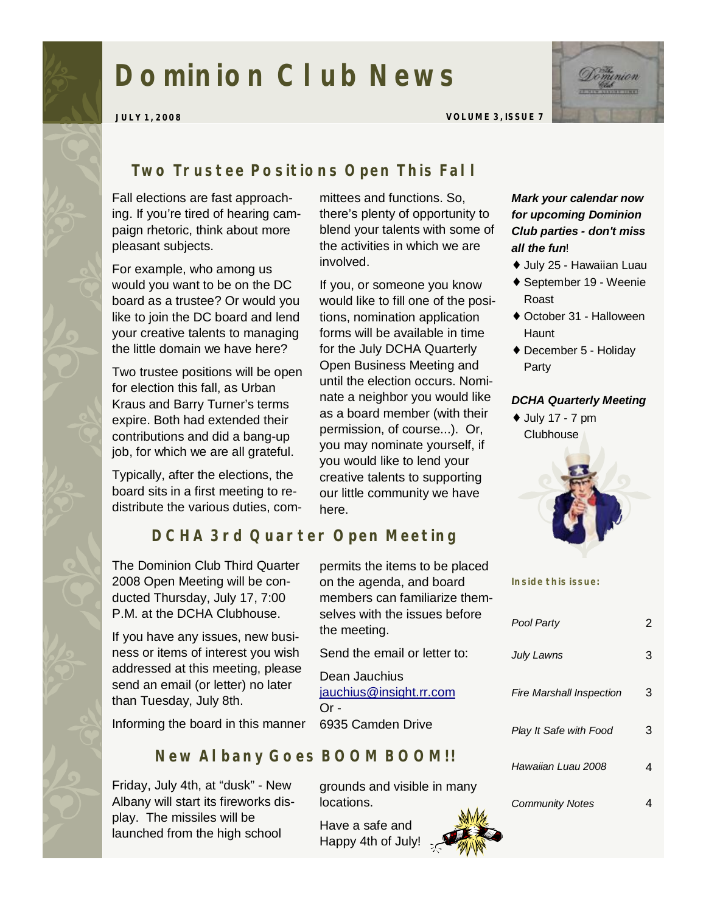# Dominion Club News

**JULY 1, 2008** **VOLUME 3, ISSUE 7**

## Two Trustee Positions Open This Fall

Fall elections are fast approaching. If you're tired of hearing campaign rhetoric, think about more pleasant subjects.

For example, who among us would you want to be on the DC board as a trustee? Or would you like to join the DC board and lend your creative talents to managing the little domain we have here?

Two trustee positions will be open for election this fall, as Urban Kraus and Barry Turner's terms expire. Both had extended their contributions and did a bang-up job, for which we are all grateful.

Typically, after the elections, the board sits in a first meeting to redistribute the various duties, committees and functions. So, there's plenty of opportunity to blend your talents with some of the activities in which we are involved.

If you, or someone you know would like to fill one of the positions, nomination application forms will be available in time for the July DCHA Quarterly Open Business Meeting and until the election occurs. Nominate a neighbor you would like as a board member (with their permission, of course...). Or, you may nominate yourself, if you would like to lend your creative talents to supporting our little community we have here.

## DCHA 3rd Quarter Open Meeting

The Dominion Club Third Quarter 2008 Open Meeting will be conducted Thursday, July 17, 7:00 P.M. at the DCHA Clubhouse.

If you have any issues, new business or items of interest you wish addressed at this meeting, please send an email (or letter) no later than Tuesday, July 8th.

Informing the board in this manner permits the items to be placed on the agenda, and board members can familiarize themselves with the issues before the meeting.

Send the email or letter to:

Dean Jauchius
jauchius@insight.rr.com
Or -
6935 Camden Drive

## New Albany Goes BOOM BOOM!!

Friday, July 4th, at "dusk" - New Albany will start its fireworks display. The missiles will be launched from the high school grounds and visible in many locations.

Have a safe and Happy 4th of July!

***Mark your calendar now for upcoming Dominion Club parties - don't miss all the fun*!**

- July 25 - Hawaiian Luau
- September 19 - Weenie Roast
- October 31 - Halloween Haunt
- December 5 - Holiday Party

***DCHA Quarterly Meeting***

- July 17 - 7 pm Clubhouse

**Inside this issue:**

| | |
|---|---|
| *Pool Party* | 2 |
| *July Lawns* | 3 |
| *Fire Marshall Inspection* | 3 |
| *Play It Safe with Food* | 3 |
| *Hawaiian Luau 2008* | 4 |
| *Community Notes* | 4 |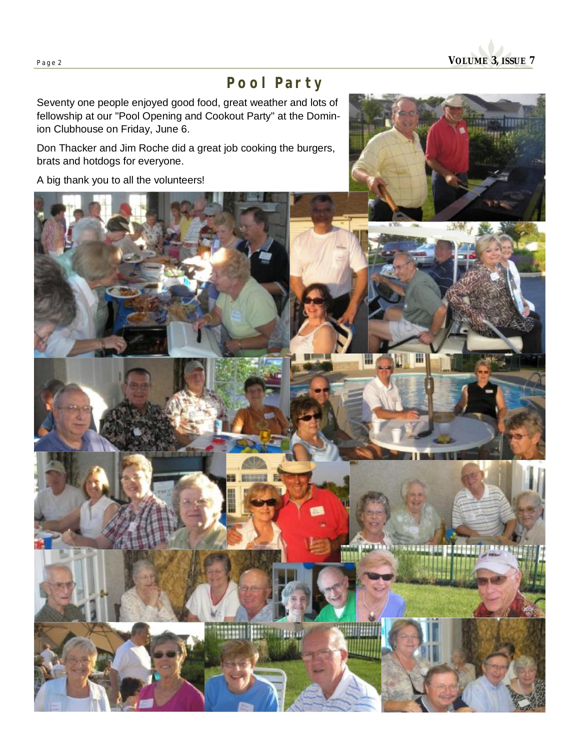# Pool Party

Seventy one people enjoyed good food, great weather and lots of fellowship at our "Pool Opening and Cookout Party" at the Dominion Clubhouse on Friday, June 6.

Don Thacker and Jim Roche did a great job cooking the burgers, brats and hotdogs for everyone.

A big thank you to all the volunteers!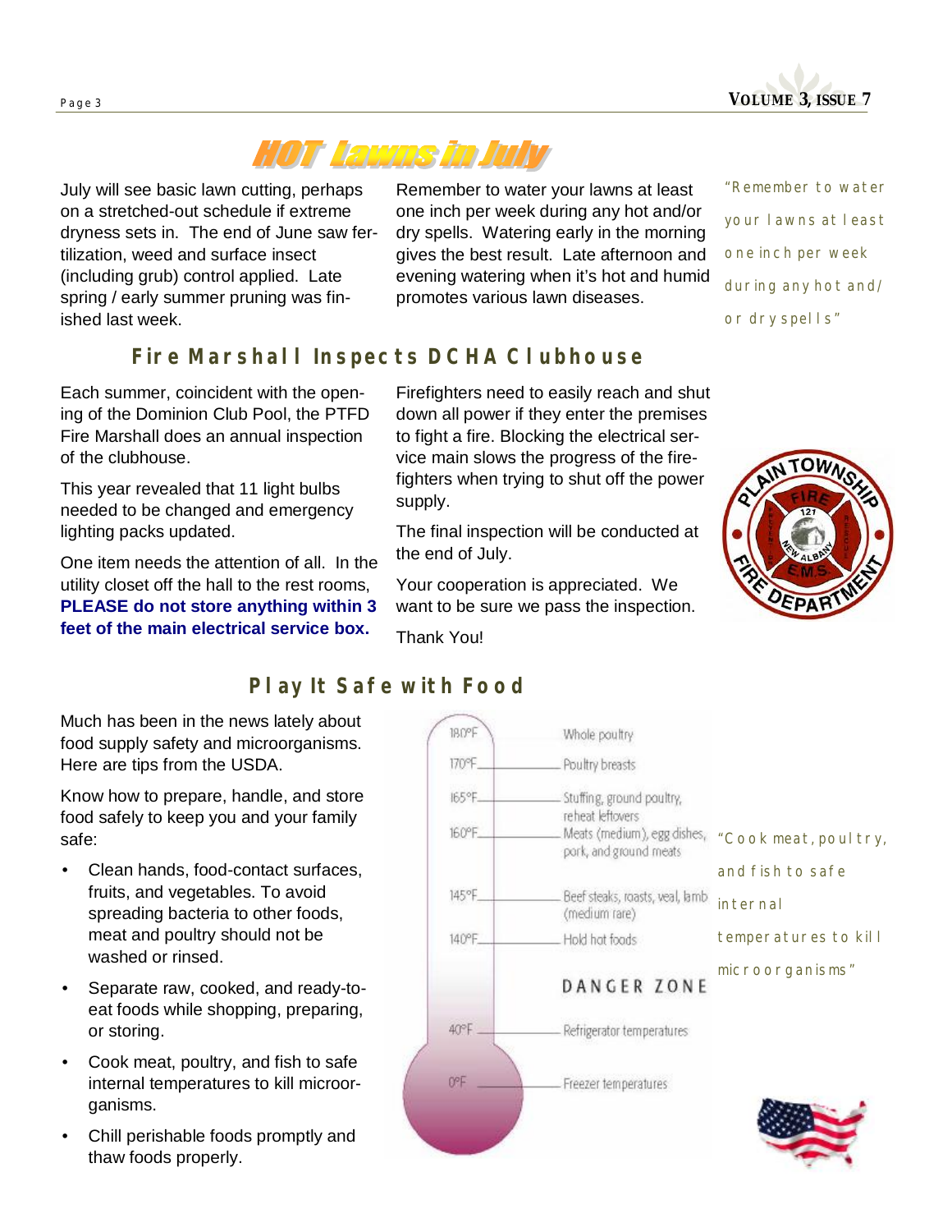## HOT Lawns in July

July will see basic lawn cutting, perhaps on a stretched-out schedule if extreme dryness sets in. The end of June saw fertilization, weed and surface insect (including grub) control applied. Late spring / early summer pruning was finished last week.

Remember to water your lawns at least one inch per week during any hot and/or dry spells. Watering early in the morning gives the best result. Late afternoon and evening watering when it's hot and humid promotes various lawn diseases.

*"Remember to water your lawns at least one inch per week during any hot and/or dry spells"*

## Fire Marshall Inspects DCHA Clubhouse

Each summer, coincident with the opening of the Dominion Club Pool, the PTFD Fire Marshall does an annual inspection of the clubhouse.

This year revealed that 11 light bulbs needed to be changed and emergency lighting packs updated.

One item needs the attention of all. In the utility closet off the hall to the rest rooms, **PLEASE do not store anything within 3 feet of the main electrical service box.**

Firefighters need to easily reach and shut down all power if they enter the premises to fight a fire. Blocking the electrical service main slows the progress of the firefighters when trying to shut off the power supply.

The final inspection will be conducted at the end of July.

Your cooperation is appreciated. We want to be sure we pass the inspection.

Thank You!

## Play It Safe with Food

Much has been in the news lately about food supply safety and microorganisms. Here are tips from the USDA.

Know how to prepare, handle, and store food safely to keep you and your family safe:

- Clean hands, food-contact surfaces, fruits, and vegetables. To avoid spreading bacteria to other foods, meat and poultry should not be washed or rinsed.
- Separate raw, cooked, and ready-to-eat foods while shopping, preparing, or storing.
- Cook meat, poultry, and fish to safe internal temperatures to kill microorganisms.
- Chill perishable foods promptly and thaw foods properly.

180°F Whole poultry
170°F Poultry breasts
165°F Stuffing, ground poultry, reheat leftovers
160°F Meats (medium), egg dishes, pork, and ground meats
145°F Beef steaks, roasts, veal, lamb (medium rare)
140°F Hold hot foods
DANGER ZONE
40°F Refrigerator temperatures
0°F Freezer temperatures

*"Cook meat, poultry, and fish to safe internal temperatures to kill microorganisms"*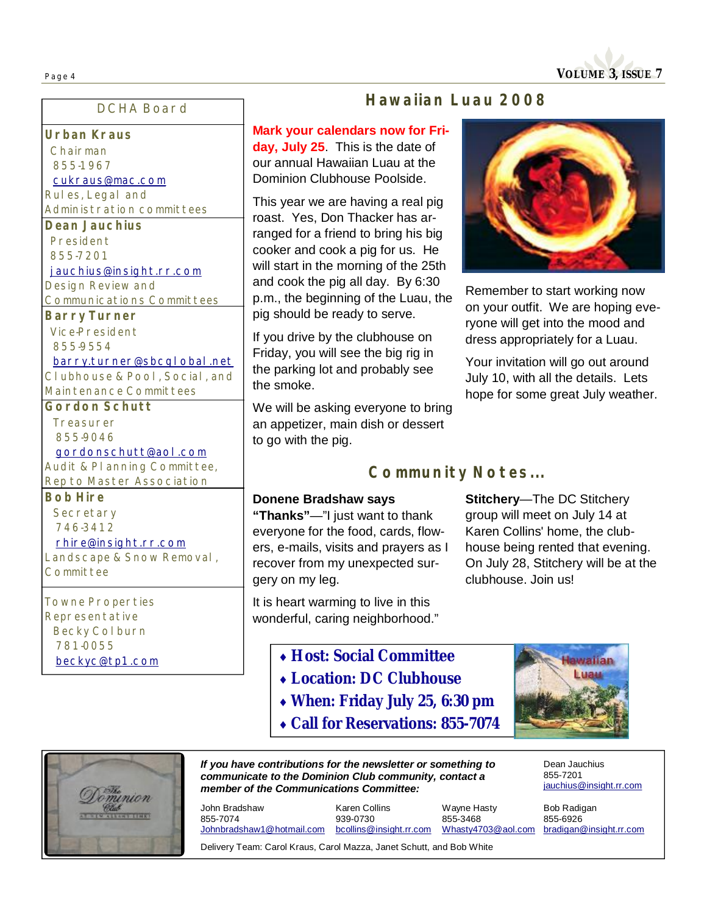## DCHA Board

**Urban Kraus**
Chairman
855-1967
cukraus@mac.com
Rules, Legal and Administration committees

**Dean Jauchius**
President
855-7201
jauchius@insight.rr.com
Design Review and Communications Committees

**Barry Turner**
Vice-President
855-9554
barry.turner@sbcglobal.net
Clubhouse & Pool, Social, and Maintenance Committees

**Gordon Schutt**
Treasurer
855-9046
gordonschutt@aol.com
Audit & Planning Committee, Rep to Master Association

**Bob Hire**
Secretary
746-3412
rhire@insight.rr.com
Landscape & Snow Removal, Committee

Towne Properties Representative
Becky Colburn
781-0055
beckyc@tp1.com

# Hawaiian Luau 2008

**Mark your calendars now for Friday, July 25**. This is the date of our annual Hawaiian Luau at the Dominion Clubhouse Poolside.

This year we are having a real pig roast. Yes, Don Thacker has arranged for a friend to bring his big cooker and cook a pig for us. He will start in the morning of the 25th and cook the pig all day. By 6:30 p.m., the beginning of the Luau, the pig should be ready to serve.

If you drive by the clubhouse on Friday, you will see the big rig in the parking lot and probably see the smoke.

We will be asking everyone to bring an appetizer, main dish or dessert to go with the pig.

Remember to start working now on your outfit. We are hoping everyone will get into the mood and dress appropriately for a Luau.

Your invitation will go out around July 10, with all the details. Lets hope for some great July weather.

- **Host: Social Committee**
- **Location: DC Clubhouse**
- **When: Friday July 25, 6:30 pm**
- **Call for Reservations: 855-7074**

# Community Notes...

**Donene Bradshaw says "Thanks"**—"I just want to thank everyone for the food, cards, flowers, e-mails, visits and prayers as I recover from my unexpected surgery on my leg.

It is heart warming to live in this wonderful, caring neighborhood."

**Stitchery**—The DC Stitchery group will meet on July 14 at Karen Collins' home, the clubhouse being rented that evening. On July 28, Stitchery will be at the clubhouse. Join us!

***If you have contributions for the newsletter or something to communicate to the Dominion Club community, contact a member of the Communications Committee:***

Dean Jauchius
855-7201
jauchius@insight.rr.com

John Bradshaw
855-7074
Johnbradshaw1@hotmail.com

Karen Collins
939-0730
bcollins@insight.rr.com

Wayne Hasty
855-3468
Whasty4703@aol.com

Bob Radigan
855-6926
bradigan@insight.rr.com

Delivery Team: Carol Kraus, Carol Mazza, Janet Schutt, and Bob White